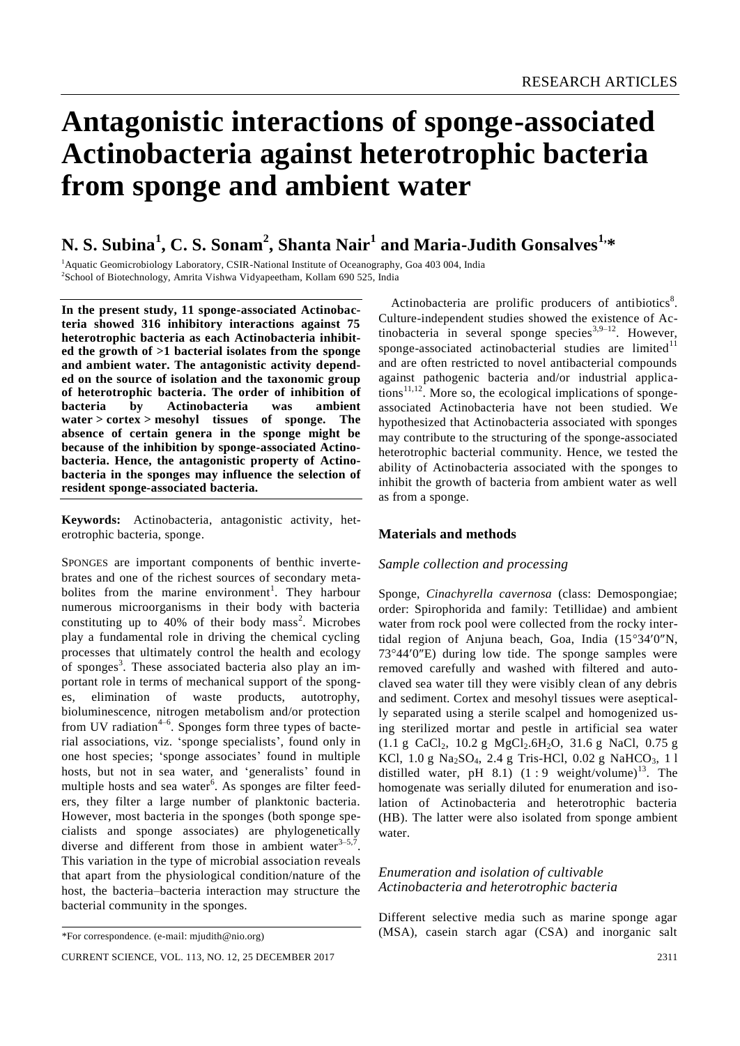# Antagonistic interactions of sponge-associated Actinobacteria against heterotrophic bacteria from sponge and ambient water

## N. S. Subina[1], C. S. Sonam[2], Shanta Nair[1] and Maria-Judith Gonsalves[1,*]

[1]Aquatic Geomicrobiology Laboratory, CSIR-National Institute of Oceanography, Goa 403 004, India

[2]School of Biotechnology, Amrita Vishwa Vidyapeetham, Kollam 690 525, India

**In the present study, 11 sponge-associated Actinobacteria showed 316 inhibitory interactions against 75 heterotrophic bacteria as each Actinobacteria inhibited the growth of >1 bacterial isolates from the sponge and ambient water. The antagonistic activity depended on the source of isolation and the taxonomic group of heterotrophic bacteria. The order of inhibition of bacteria by Actinobacteria was ambient water > cortex > mesohyl tissues of sponge. The absence of certain genera in the sponge might be because of the inhibition by sponge-associated Actinobacteria. Hence, the antagonistic property of Actinobacteria in the sponges may influence the selection of resident sponge-associated bacteria.**

**Keywords:** Actinobacteria, antagonistic activity, heterotrophic bacteria, sponge.

SPONGES are important components of benthic invertebrates and one of the richest sources of secondary metabolites from the marine environment[1]. They harbour numerous microorganisms in their body with bacteria constituting up to 40% of their body mass[2]. Microbes play a fundamental role in driving the chemical cycling processes that ultimately control the health and ecology of sponges[3]. These associated bacteria also play an important role in terms of mechanical support of the sponges, elimination of waste products, autotrophy, bioluminescence, nitrogen metabolism and/or protection from UV radiation[4–6]. Sponges form three types of bacterial associations, viz. 'sponge specialists', found only in one host species; 'sponge associates' found in multiple hosts, but not in sea water, and 'generalists' found in multiple hosts and sea water[6]. As sponges are filter feeders, they filter a large number of planktonic bacteria. However, most bacteria in the sponges (both sponge specialists and sponge associates) are phylogenetically diverse and different from those in ambient water[3–5,7]. This variation in the type of microbial association reveals that apart from the physiological condition/nature of the host, the bacteria–bacteria interaction may structure the bacterial community in the sponges.

Actinobacteria are prolific producers of antibiotics[8]. Culture-independent studies showed the existence of Actinobacteria in several sponge species[3,9–12]. However, sponge-associated actinobacterial studies are limited[11] and are often restricted to novel antibacterial compounds against pathogenic bacteria and/or industrial applications[11,12]. More so, the ecological implications of sponge-associated Actinobacteria have not been studied. We hypothesized that Actinobacteria associated with sponges may contribute to the structuring of the sponge-associated heterotrophic bacterial community. Hence, we tested the ability of Actinobacteria associated with the sponges to inhibit the growth of bacteria from ambient water as well as from a sponge.

## Materials and methods

### Sample collection and processing

Sponge, *Cinachyrella cavernosa* (class: Demospongiae; order: Spirophorida and family: Tetillidae) and ambient water from rock pool were collected from the rocky intertidal region of Anjuna beach, Goa, India (15°34′0″N, 73°44′0″E) during low tide. The sponge samples were removed carefully and washed with filtered and autoclaved sea water till they were visibly clean of any debris and sediment. Cortex and mesohyl tissues were aseptically separated using a sterile scalpel and homogenized using sterilized mortar and pestle in artificial sea water (1.1 g $CaCl_2$, 10.2 g $MgCl_2.6H_2O$, 31.6 g NaCl, 0.75 g KCl, 1.0 g $Na_2SO_4$, 2.4 g Tris-HCl, 0.02 g $NaHCO_3$, 1 l distilled water, pH 8.1) (1 : 9 weight/volume)[13]. The homogenate was serially diluted for enumeration and isolation of Actinobacteria and heterotrophic bacteria (HB). The latter were also isolated from sponge ambient water.

### Enumeration and isolation of cultivable Actinobacteria and heterotrophic bacteria

Different selective media such as marine sponge agar (MSA), casein starch agar (CSA) and inorganic salt

*For correspondence. (e-mail: mjudith@nio.org)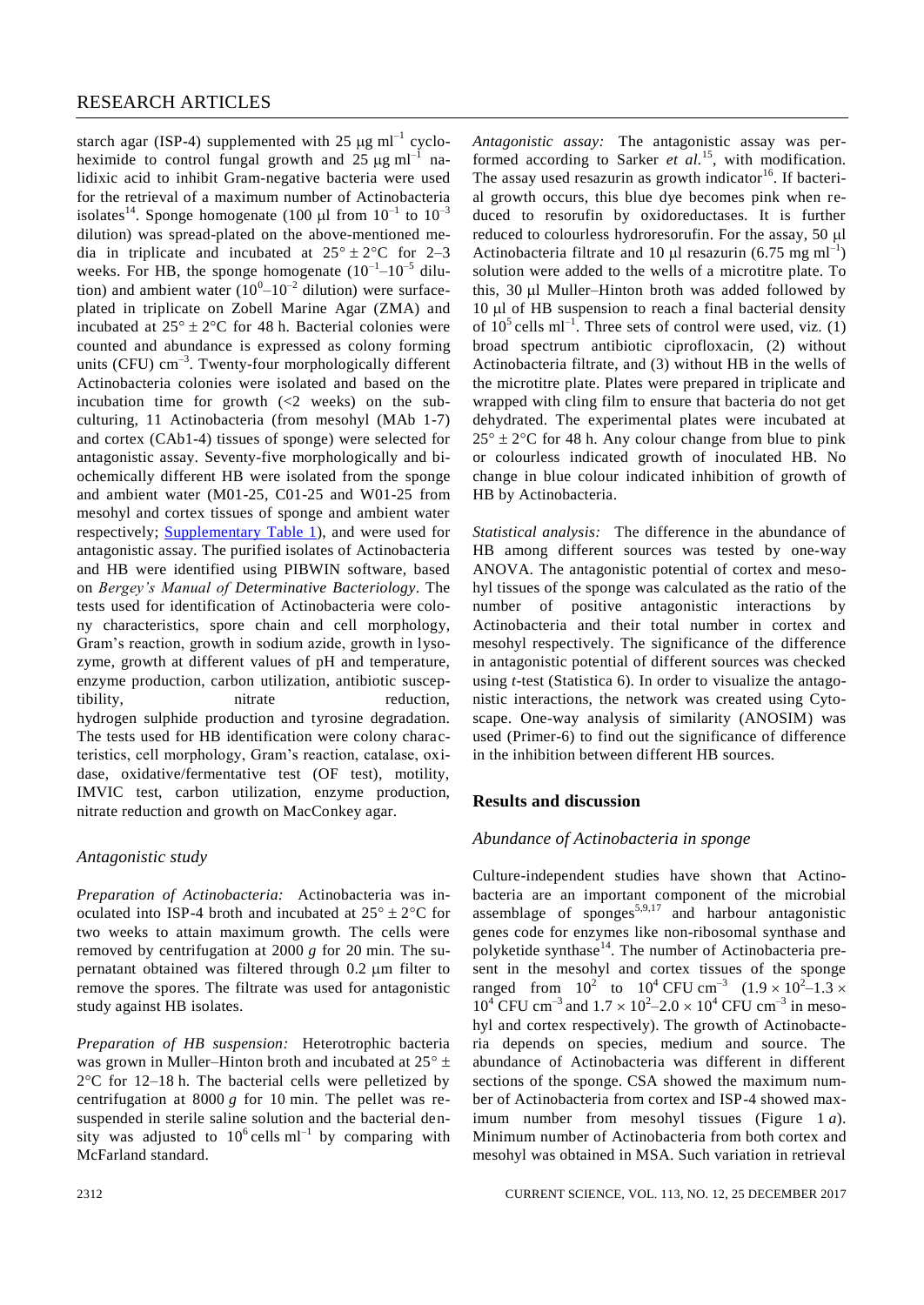starch agar (ISP-4) supplemented with 25 μg $ml^{-1}$ cycloheximide to control fungal growth and 25 μg $ml^{-1}$ nalidixic acid to inhibit Gram-negative bacteria were used for the retrieval of a maximum number of Actinobacteria isolates[14]. Sponge homogenate (100 μl from $10^{-1}$ to $10^{-3}$ dilution) was spread-plated on the above-mentioned media in triplicate and incubated at $25° \pm 2°C$ for 2–3 weeks. For HB, the sponge homogenate ($10^{-1}$–$10^{-5}$ dilution) and ambient water ($10^{0}$–$10^{-2}$ dilution) were surface-plated in triplicate on Zobell Marine Agar (ZMA) and incubated at $25° \pm 2°C$ for 48 h. Bacterial colonies were counted and abundance is expressed as colony forming units (CFU) $cm^{-3}$. Twenty-four morphologically different Actinobacteria colonies were isolated and based on the incubation time for growth (<2 weeks) on the subculturing, 11 Actinobacteria (from mesohyl (MAb 1-7) and cortex (CAb1-4) tissues of sponge) were selected for antagonistic assay. Seventy-five morphologically and biochemically different HB were isolated from the sponge and ambient water (M01-25, C01-25 and W01-25 from mesohyl and cortex tissues of sponge and ambient water respectively; Supplementary Table 1), and were used for antagonistic assay. The purified isolates of Actinobacteria and HB were identified using PIBWIN software, based on *Bergey's Manual of Determinative Bacteriology*. The tests used for identification of Actinobacteria were colony characteristics, spore chain and cell morphology, Gram's reaction, growth in sodium azide, growth in lysozyme, growth at different values of pH and temperature, enzyme production, carbon utilization, antibiotic susceptibility, nitrate reduction, hydrogen sulphide production and tyrosine degradation. The tests used for HB identification were colony characteristics, cell morphology, Gram's reaction, catalase, oxidase, oxidative/fermentative test (OF test), motility, IMVIC test, carbon utilization, enzyme production, nitrate reduction and growth on MacConkey agar.

### *Antagonistic study*

*Preparation of Actinobacteria:* Actinobacteria was inoculated into ISP-4 broth and incubated at $25° \pm 2°C$ for two weeks to attain maximum growth. The cells were removed by centrifugation at 2000 *g* for 20 min. The supernatant obtained was filtered through 0.2 μm filter to remove the spores. The filtrate was used for antagonistic study against HB isolates.

*Preparation of HB suspension:* Heterotrophic bacteria was grown in Muller–Hinton broth and incubated at $25° \pm 2°C$ for 12–18 h. The bacterial cells were pelletized by centrifugation at 8000 *g* for 10 min. The pellet was resuspended in sterile saline solution and the bacterial density was adjusted to $10^6$ cells $ml^{-1}$ by comparing with McFarland standard.

*Antagonistic assay:* The antagonistic assay was performed according to Sarker *et al.*[15], with modification. The assay used resazurin as growth indicator[16]. If bacterial growth occurs, this blue dye becomes pink when reduced to resorufin by oxidoreductases. It is further reduced to colourless hydroresorufin. For the assay, 50 μl Actinobacteria filtrate and 10 μl resazurin (6.75 mg $ml^{-1}$) solution were added to the wells of a microtitre plate. To this, 30 μl Muller–Hinton broth was added followed by 10 μl of HB suspension to reach a final bacterial density of $10^5$ cells $ml^{-1}$. Three sets of control were used, viz. (1) broad spectrum antibiotic ciprofloxacin, (2) without Actinobacteria filtrate, and (3) without HB in the wells of the microtitre plate. Plates were prepared in triplicate and wrapped with cling film to ensure that bacteria do not get dehydrated. The experimental plates were incubated at $25° \pm 2°C$ for 48 h. Any colour change from blue to pink or colourless indicated growth of inoculated HB. No change in blue colour indicated inhibition of growth of HB by Actinobacteria.

*Statistical analysis:* The difference in the abundance of HB among different sources was tested by one-way ANOVA. The antagonistic potential of cortex and mesohyl tissues of the sponge was calculated as the ratio of the number of positive antagonistic interactions by Actinobacteria and their total number in cortex and mesohyl respectively. The significance of the difference in antagonistic potential of different sources was checked using *t*-test (Statistica 6). In order to visualize the antagonistic interactions, the network was created using Cytoscape. One-way analysis of similarity (ANOSIM) was used (Primer-6) to find out the significance of difference in the inhibition between different HB sources.

## Results and discussion

### *Abundance of Actinobacteria in sponge*

Culture-independent studies have shown that Actinobacteria are an important component of the microbial assemblage of sponges[5,9,17] and harbour antagonistic genes code for enzymes like non-ribosomal synthase and polyketide synthase[14]. The number of Actinobacteria present in the mesohyl and cortex tissues of the sponge ranged from $10^2$ to $10^4$ CFU $cm^{-3}$ ($1.9 \times 10^2$–$1.3 \times 10^4$ CFU $cm^{-3}$ and $1.7 \times 10^2$–$2.0 \times 10^4$ CFU $cm^{-3}$ in mesohyl and cortex respectively). The growth of Actinobacteria depends on species, medium and source. The abundance of Actinobacteria was different in different sections of the sponge. CSA showed the maximum number of Actinobacteria from cortex and ISP-4 showed maximum number from mesohyl tissues (Figure 1 *a*). Minimum number of Actinobacteria from both cortex and mesohyl was obtained in MSA. Such variation in retrieval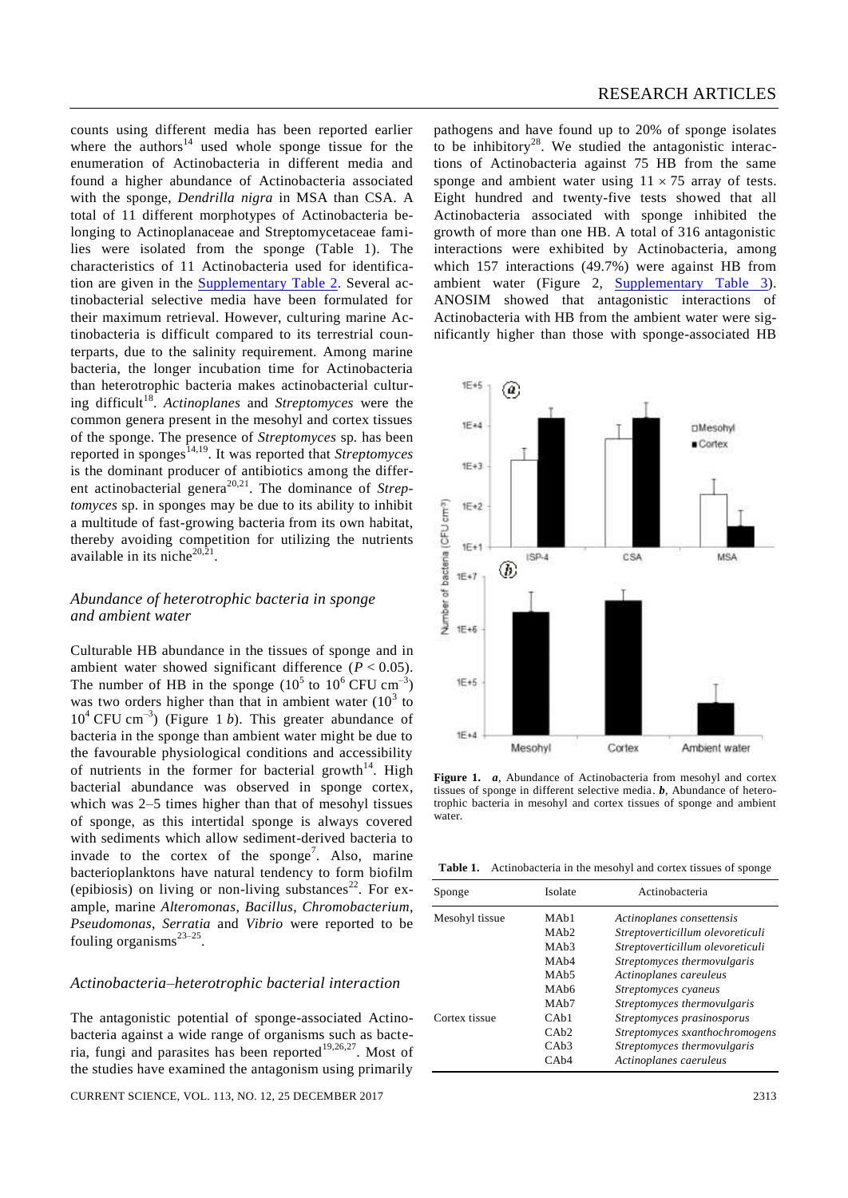counts using different media has been reported earlier where the authors[14] used whole sponge tissue for the enumeration of Actinobacteria in different media and found a higher abundance of Actinobacteria associated with the sponge, *Dendrilla nigra* in MSA than CSA. A total of 11 different morphotypes of Actinobacteria belonging to Actinoplanaceae and Streptomycetaceae families were isolated from the sponge (Table 1). The characteristics of 11 Actinobacteria used for identification are given in the Supplementary Table 2. Several actinobacterial selective media have been formulated for their maximum retrieval. However, culturing marine Actinobacteria is difficult compared to its terrestrial counterparts, due to the salinity requirement. Among marine bacteria, the longer incubation time for Actinobacteria than heterotrophic bacteria makes actinobacterial culturing difficult[18]. *Actinoplanes* and *Streptomyces* were the common genera present in the mesohyl and cortex tissues of the sponge. The presence of *Streptomyces* sp. has been reported in sponges[14,19]. It was reported that *Streptomyces* is the dominant producer of antibiotics among the different actinobacterial genera[20,21]. The dominance of *Streptomyces* sp. in sponges may be due to its ability to inhibit a multitude of fast-growing bacteria from its own habitat, thereby avoiding competition for utilizing the nutrients available in its niche[20,21].

### *Abundance of heterotrophic bacteria in sponge and ambient water*

Culturable HB abundance in the tissues of sponge and in ambient water showed significant difference ($P < 0.05$). The number of HB in the sponge ($10^5$ to $10^6$ CFU $cm^{-3}$) was two orders higher than that in ambient water ($10^3$ to $10^4$ CFU $cm^{-3}$) (Figure 1 *b*). This greater abundance of bacteria in the sponge than ambient water might be due to the favourable physiological conditions and accessibility of nutrients in the former for bacterial growth[14]. High bacterial abundance was observed in sponge cortex, which was 2–5 times higher than that of mesohyl tissues of sponge, as this intertidal sponge is always covered with sediments which allow sediment-derived bacteria to invade to the cortex of the sponge[7]. Also, marine bacterioplanktons have natural tendency to form biofilm (epibiosis) on living or non-living substances[22]. For example, marine *Alteromonas*, *Bacillus*, *Chromobacterium*, *Pseudomonas*, *Serratia* and *Vibrio* were reported to be fouling organisms[23–25].

### *Actinobacteria–heterotrophic bacterial interaction*

The antagonistic potential of sponge-associated Actinobacteria against a wide range of organisms such as bacteria, fungi and parasites has been reported[19,26,27]. Most of the studies have examined the antagonism using primarily pathogens and have found up to 20% of sponge isolates to be inhibitory[28]. We studied the antagonistic interactions of Actinobacteria against 75 HB from the same sponge and ambient water using $11 \times 75$ array of tests. Eight hundred and twenty-five tests showed that all Actinobacteria associated with sponge inhibited the growth of more than one HB. A total of 316 antagonistic interactions were exhibited by Actinobacteria, among which 157 interactions (49.7%) were against HB from ambient water (Figure 2, Supplementary Table 3). ANOSIM showed that antagonistic interactions of Actinobacteria with HB from the ambient water were significantly higher than those with sponge-associated HB

**Figure 1.** *a*, Abundance of Actinobacteria from mesohyl and cortex tissues of sponge in different selective media. *b*, Abundance of heterotrophic bacteria in mesohyl and cortex tissues of sponge and ambient water.

**Table 1.** Actinobacteria in the mesohyl and cortex tissues of sponge

| Sponge | Isolate | Actinobacteria |
|---|---|---|
| Mesohyl tissue | MAb1 | *Actinoplanes consettensis* |
| | MAb2 | *Streptoverticillium olevoreticuli* |
| | MAb3 | *Streptoverticillium olevoreticuli* |
| | MAb4 | *Streptomyces thermovulgaris* |
| | MAb5 | *Actinoplanes careuleus* |
| | MAb6 | *Streptomyces cyaneus* |
| | MAb7 | *Streptomyces thermovulgaris* |
| Cortex tissue | CAb1 | *Streptomyces prasinosporus* |
| | CAb2 | *Streptomyces sxanthochromogens* |
| | CAb3 | *Streptomyces thermovulgaris* |
| | CAb4 | *Actinoplanes caeruleus* |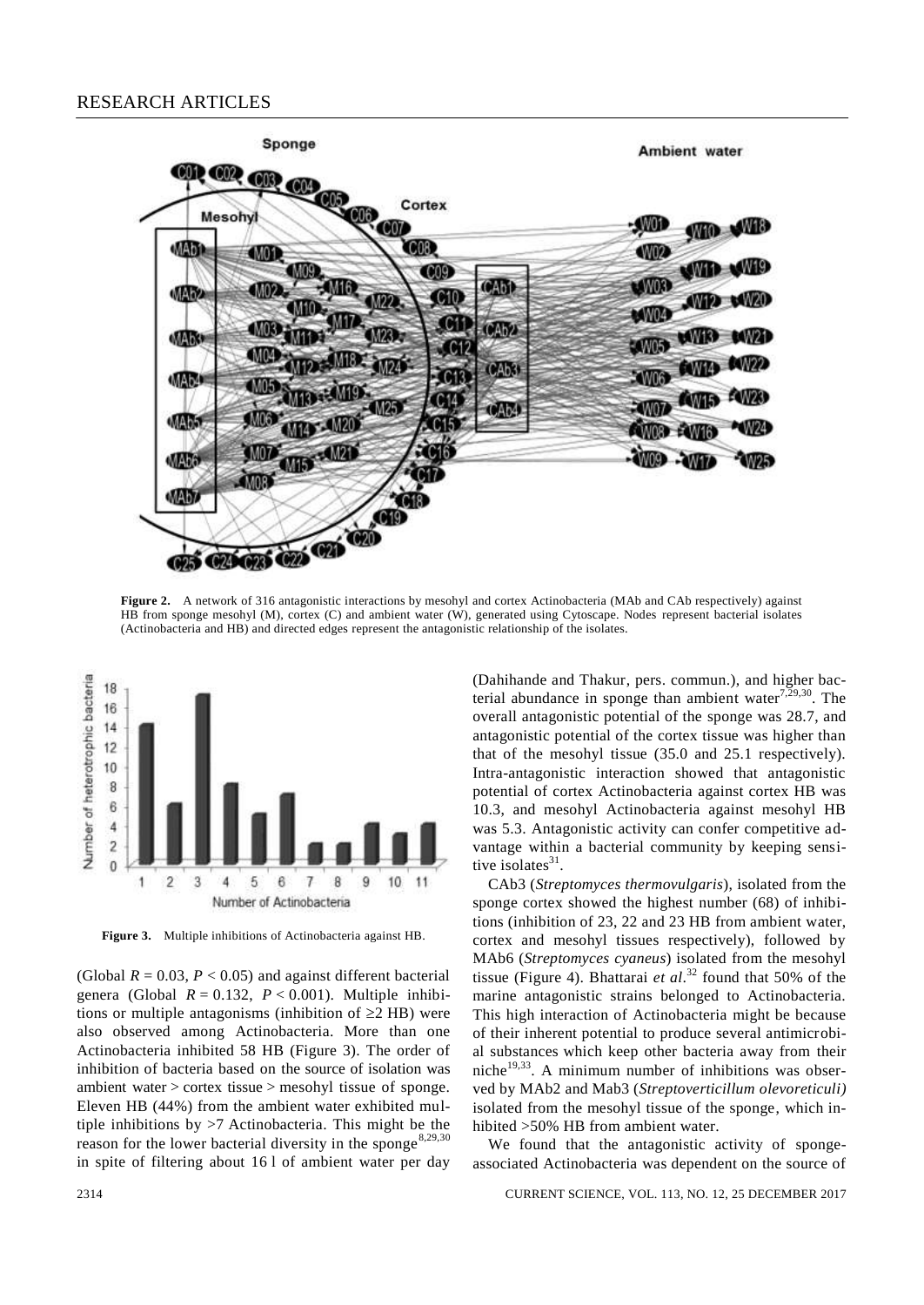**Figure 2.** A network of 316 antagonistic interactions by mesohyl and cortex Actinobacteria (MAb and CAb respectively) against HB from sponge mesohyl (M), cortex (C) and ambient water (W), generated using Cytoscape. Nodes represent bacterial isolates (Actinobacteria and HB) and directed edges represent the antagonistic relationship of the isolates.

**Figure 3.** Multiple inhibitions of Actinobacteria against HB.

(Global $R = 0.03$, $P < 0.05$) and against different bacterial genera (Global $R = 0.132$, $P < 0.001$). Multiple inhibitions or multiple antagonisms (inhibition of $\geq 2$ HB) were also observed among Actinobacteria. More than one Actinobacteria inhibited 58 HB (Figure 3). The order of inhibition of bacteria based on the source of isolation was ambient water > cortex tissue > mesohyl tissue of sponge. Eleven HB (44%) from the ambient water exhibited multiple inhibitions by >7 Actinobacteria. This might be the reason for the lower bacterial diversity in the sponge[8,29,30] in spite of filtering about 16 l of ambient water per day (Dahihande and Thakur, pers. commun.), and higher bacterial abundance in sponge than ambient water[7,29,30]. The overall antagonistic potential of the sponge was 28.7, and antagonistic potential of the cortex tissue was higher than that of the mesohyl tissue (35.0 and 25.1 respectively). Intra-antagonistic interaction showed that antagonistic potential of cortex Actinobacteria against cortex HB was 10.3, and mesohyl Actinobacteria against mesohyl HB was 5.3. Antagonistic activity can confer competitive advantage within a bacterial community by keeping sensitive isolates[31].

CAb3 (*Streptomyces thermovulgaris*), isolated from the sponge cortex showed the highest number (68) of inhibitions (inhibition of 23, 22 and 23 HB from ambient water, cortex and mesohyl tissues respectively), followed by MAb6 (*Streptomyces cyaneus*) isolated from the mesohyl tissue (Figure 4). Bhattarai *et al*.[32] found that 50% of the marine antagonistic strains belonged to Actinobacteria. This high interaction of Actinobacteria might be because of their inherent potential to produce several antimicrobial substances which keep other bacteria away from their niche[19,33]. A minimum number of inhibitions was observed by MAb2 and Mab3 (*Streptoverticillum olevoreticuli)* isolated from the mesohyl tissue of the sponge, which inhibited >50% HB from ambient water.

We found that the antagonistic activity of sponge-associated Actinobacteria was dependent on the source of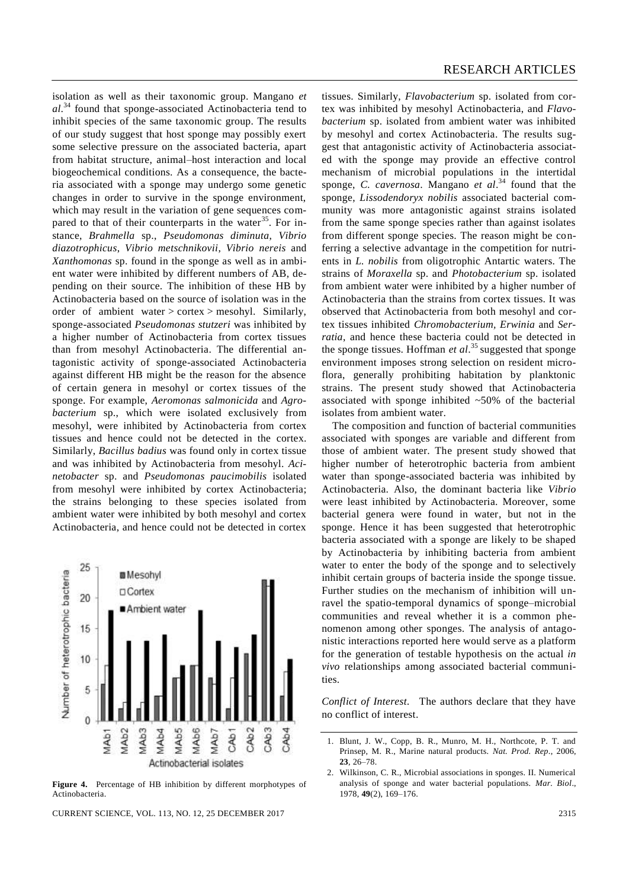isolation as well as their taxonomic group. Mangano *et al*.[34] found that sponge-associated Actinobacteria tend to inhibit species of the same taxonomic group. The results of our study suggest that host sponge may possibly exert some selective pressure on the associated bacteria, apart from habitat structure, animal–host interaction and local biogeochemical conditions. As a consequence, the bacteria associated with a sponge may undergo some genetic changes in order to survive in the sponge environment, which may result in the variation of gene sequences compared to that of their counterparts in the water[35]. For instance, *Brahmella* sp., *Pseudomonas diminuta*, *Vibrio diazotrophicus*, *Vibrio metschnikovii*, *Vibrio nereis* and *Xanthomonas* sp. found in the sponge as well as in ambient water were inhibited by different numbers of AB, depending on their source. The inhibition of these HB by Actinobacteria based on the source of isolation was in the order of ambient water > cortex > mesohyl. Similarly, sponge-associated *Pseudomonas stutzeri* was inhibited by a higher number of Actinobacteria from cortex tissues than from mesohyl Actinobacteria. The differential antagonistic activity of sponge-associated Actinobacteria against different HB might be the reason for the absence of certain genera in mesohyl or cortex tissues of the sponge. For example, *Aeromonas salmonicida* and *Agrobacterium* sp., which were isolated exclusively from mesohyl, were inhibited by Actinobacteria from cortex tissues and hence could not be detected in the cortex. Similarly, *Bacillus badius* was found only in cortex tissue and was inhibited by Actinobacteria from mesohyl. *Acinetobacter* sp. and *Pseudomonas paucimobilis* isolated from mesohyl were inhibited by cortex Actinobacteria; the strains belonging to these species isolated from ambient water were inhibited by both mesohyl and cortex Actinobacteria, and hence could not be detected in cortex

**Figure 4.** Percentage of HB inhibition by different morphotypes of Actinobacteria.

tissues. Similarly, *Flavobacterium* sp. isolated from cortex was inhibited by mesohyl Actinobacteria, and *Flavobacterium* sp. isolated from ambient water was inhibited by mesohyl and cortex Actinobacteria. The results suggest that antagonistic activity of Actinobacteria associated with the sponge may provide an effective control mechanism of microbial populations in the intertidal sponge, *C. cavernosa*. Mangano *et al*.[34] found that the sponge, *Lissodendoryx nobilis* associated bacterial community was more antagonistic against strains isolated from the same sponge species rather than against isolates from different sponge species. The reason might be conferring a selective advantage in the competition for nutrients in *L. nobilis* from oligotrophic Antartic waters. The strains of *Moraxella* sp. and *Photobacterium* sp. isolated from ambient water were inhibited by a higher number of Actinobacteria than the strains from cortex tissues. It was observed that Actinobacteria from both mesohyl and cortex tissues inhibited *Chromobacterium*, *Erwinia* and *Serratia*, and hence these bacteria could not be detected in the sponge tissues. Hoffman *et al*.[35] suggested that sponge environment imposes strong selection on resident microflora, generally prohibiting habitation by planktonic strains. The present study showed that Actinobacteria associated with sponge inhibited ~50% of the bacterial isolates from ambient water.

The composition and function of bacterial communities associated with sponges are variable and different from those of ambient water. The present study showed that higher number of heterotrophic bacteria from ambient water than sponge-associated bacteria was inhibited by Actinobacteria. Also, the dominant bacteria like *Vibrio* were least inhibited by Actinobacteria. Moreover, some bacterial genera were found in water, but not in the sponge. Hence it has been suggested that heterotrophic bacteria associated with a sponge are likely to be shaped by Actinobacteria by inhibiting bacteria from ambient water to enter the body of the sponge and to selectively inhibit certain groups of bacteria inside the sponge tissue. Further studies on the mechanism of inhibition will unravel the spatio-temporal dynamics of sponge–microbial communities and reveal whether it is a common phenomenon among other sponges. The analysis of antagonistic interactions reported here would serve as a platform for the generation of testable hypothesis on the actual *in vivo* relationships among associated bacterial communities.

*Conflict of Interest.* The authors declare that they have no conflict of interest.

1. Blunt, J. W., Copp, B. R., Munro, M. H., Northcote, P. T. and Prinsep, M. R., Marine natural products. *Nat. Prod. Rep*., 2006, **23**, 26–78.
2. Wilkinson, C. R., Microbial associations in sponges. II. Numerical analysis of sponge and water bacterial populations. *Mar. Biol*., 1978, **49**(2), 169–176.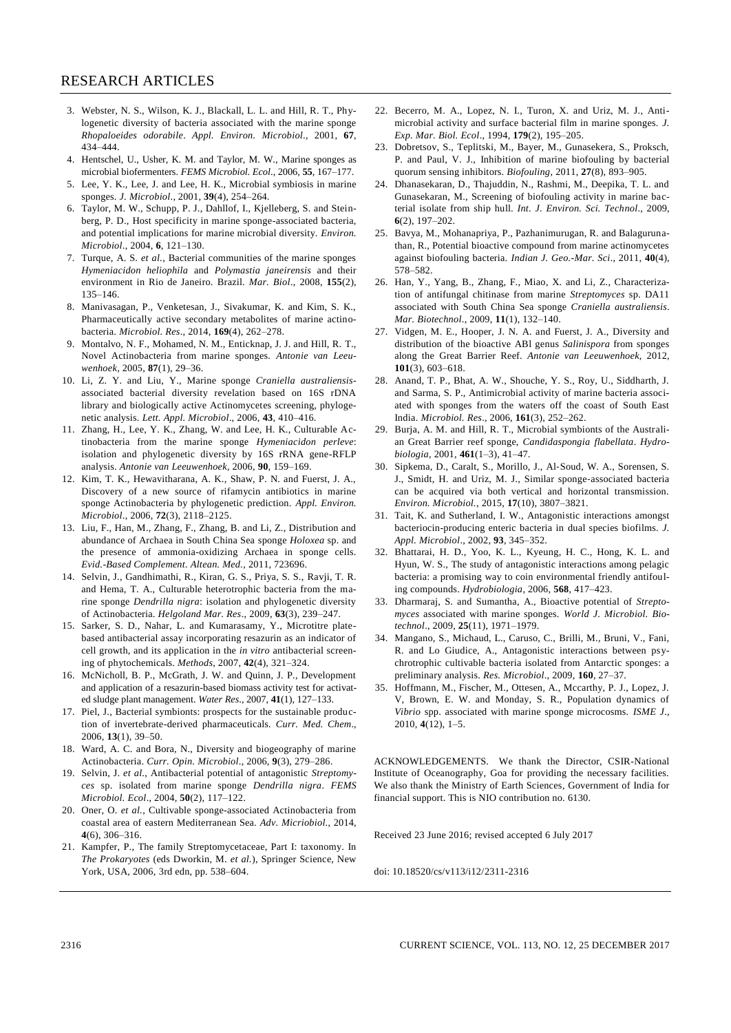3. Webster, N. S., Wilson, K. J., Blackall, L. L. and Hill, R. T., Phylogenetic diversity of bacteria associated with the marine sponge *Rhopaloeides odorabile*. *Appl. Environ. Microbiol*., 2001, **67**, 434–444.
4. Hentschel, U., Usher, K. M. and Taylor, M. W., Marine sponges as microbial biofermenters. *FEMS Microbiol. Ecol*., 2006, **55**, 167–177.
5. Lee, Y. K., Lee, J. and Lee, H. K., Microbial symbiosis in marine sponges. *J. Microbiol*., 2001, **39**(4), 254–264.
6. Taylor, M. W., Schupp, P. J., Dahllof, I., Kjelleberg, S. and Steinberg, P. D., Host specificity in marine sponge-associated bacteria, and potential implications for marine microbial diversity. *Environ. Microbiol*., 2004, **6**, 121–130.
7. Turque, A. S. *et al*., Bacterial communities of the marine sponges *Hymeniacidon heliophila* and *Polymastia janeirensis* and their environment in Rio de Janeiro. Brazil. *Mar. Biol*., 2008, **155**(2), 135–146.
8. Manivasagan, P., Venketesan, J., Sivakumar, K. and Kim, S. K., Pharmaceutically active secondary metabolites of marine actinobacteria. *Microbiol. Res*., 2014, **169**(4), 262–278.
9. Montalvo, N. F., Mohamed, N. M., Enticknap, J. J. and Hill, R. T., Novel Actinobacteria from marine sponges. *Antonie van Leeuwenhoek*, 2005, **87**(1), 29–36.
10. Li, Z. Y. and Liu, Y., Marine sponge *Craniella australiensis*-associated bacterial diversity revelation based on 16S rDNA library and biologically active Actinomycetes screening, phylogenetic analysis. *Lett. Appl. Microbiol*., 2006, **43**, 410–416.
11. Zhang, H., Lee, Y. K., Zhang, W. and Lee, H. K., Culturable Actinobacteria from the marine sponge *Hymeniacidon perleve*: isolation and phylogenetic diversity by 16S rRNA gene-RFLP analysis. *Antonie van Leeuwenhoek*, 2006, **90**, 159–169.
12. Kim, T. K., Hewavitharana, A. K., Shaw, P. N. and Fuerst, J. A., Discovery of a new source of rifamycin antibiotics in marine sponge Actinobacteria by phylogenetic prediction. *Appl. Environ. Microbiol*., 2006, **72**(3), 2118–2125.
13. Liu, F., Han, M., Zhang, F., Zhang, B. and Li, Z., Distribution and abundance of Archaea in South China Sea sponge *Holoxea* sp. and the presence of ammonia-oxidizing Archaea in sponge cells. *Evid.-Based Complement. Altean. Med*., 2011, 723696.
14. Selvin, J., Gandhimathi, R., Kiran, G. S., Priya, S. S., Ravji, T. R. and Hema, T. A., Culturable heterotrophic bacteria from the marine sponge *Dendrilla nigra*: isolation and phylogenetic diversity of Actinobacteria. *Helgoland Mar. Res*., 2009, **63**(3), 239–247.
15. Sarker, S. D., Nahar, L. and Kumarasamy, Y., Microtitre plate-based antibacterial assay incorporating resazurin as an indicator of cell growth, and its application in the *in vitro* antibacterial screening of phytochemicals. *Methods*, 2007, **42**(4), 321–324.
16. McNicholl, B. P., McGrath, J. W. and Quinn, J. P., Development and application of a resazurin-based biomass activity test for activated sludge plant management. *Water Res*., 2007, **41**(1), 127–133.
17. Piel, J., Bacterial symbionts: prospects for the sustainable production of invertebrate-derived pharmaceuticals. *Curr. Med. Chem*., 2006, **13**(1), 39–50.
18. Ward, A. C. and Bora, N., Diversity and biogeography of marine Actinobacteria. *Curr. Opin. Microbiol*., 2006, **9**(3), 279–286.
19. Selvin, J. *et al*., Antibacterial potential of antagonistic *Streptomyces* sp. isolated from marine sponge *Dendrilla nigra*. *FEMS Microbiol. Ecol*., 2004, **50**(2), 117–122.
20. Oner, O. *et al*., Cultivable sponge-associated Actinobacteria from coastal area of eastern Mediterranean Sea. *Adv. Micriobiol*., 2014, **4**(6), 306–316.
21. Kampfer, P., The family Streptomycetaceae, Part I: taxonomy. In *The Prokaryotes* (eds Dworkin, M. *et al*.), Springer Science, New York, USA, 2006, 3rd edn, pp. 538–604.
22. Becerro, M. A., Lopez, N. I., Turon, X. and Uriz, M. J., Antimicrobial activity and surface bacterial film in marine sponges. *J. Exp. Mar. Biol. Ecol*., 1994, **179**(2), 195–205.
23. Dobretsov, S., Teplitski, M., Bayer, M., Gunasekera, S., Proksch, P. and Paul, V. J., Inhibition of marine biofouling by bacterial quorum sensing inhibitors. *Biofouling*, 2011, **27**(8), 893–905.
24. Dhanasekaran, D., Thajuddin, N., Rashmi, M., Deepika, T. L. and Gunasekaran, M., Screening of biofouling activity in marine bacterial isolate from ship hull. *Int. J. Environ. Sci. Technol*., 2009, **6**(2), 197–202.
25. Bavya, M., Mohanapriya, P., Pazhanimurugan, R. and Balagurunathan, R., Potential bioactive compound from marine actinomycetes against biofouling bacteria. *Indian J. Geo.-Mar. Sci*., 2011, **40**(4), 578–582.
26. Han, Y., Yang, B., Zhang, F., Miao, X. and Li, Z., Characterization of antifungal chitinase from marine *Streptomyces* sp. DA11 associated with South China Sea sponge *Craniella australiensis*. *Mar. Biotechnol*., 2009, **11**(1), 132–140.
27. Vidgen, M. E., Hooper, J. N. A. and Fuerst, J. A., Diversity and distribution of the bioactive ABl genus *Salinispora* from sponges along the Great Barrier Reef. *Antonie van Leeuwenhoek*, 2012, **101**(3), 603–618.
28. Anand, T. P., Bhat, A. W., Shouche, Y. S., Roy, U., Siddharth, J. and Sarma, S. P., Antimicrobial activity of marine bacteria associated with sponges from the waters off the coast of South East India. *Microbiol. Res*., 2006, **161**(3), 252–262.
29. Burja, A. M. and Hill, R. T., Microbial symbionts of the Australian Great Barrier reef sponge, *Candidaspongia flabellata*. *Hydrobiologia*, 2001, **461**(1–3), 41–47.
30. Sipkema, D., Caralt, S., Morillo, J., Al-Soud, W. A., Sorensen, S. J., Smidt, H. and Uriz, M. J., Similar sponge-associated bacteria can be acquired via both vertical and horizontal transmission. *Environ. Microbiol*., 2015, **17**(10), 3807–3821.
31. Tait, K. and Sutherland, I. W., Antagonistic interactions amongst bacteriocin-producing enteric bacteria in dual species biofilms. *J. Appl. Microbiol*., 2002, **93**, 345–352.
32. Bhattarai, H. D., Yoo, K. L., Kyeung, H. C., Hong, K. L. and Hyun, W. S., The study of antagonistic interactions among pelagic bacteria: a promising way to coin environmental friendly antifouling compounds. *Hydrobiologia*, 2006, **568**, 417–423.
33. Dharmaraj, S. and Sumantha, A., Bioactive potential of *Streptomyces* associated with marine sponges. *World J. Microbiol. Biotechnol*., 2009, **25**(11), 1971–1979.
34. Mangano, S., Michaud, L., Caruso, C., Brilli, M., Bruni, V., Fani, R. and Lo Giudice, A., Antagonistic interactions between psychrotrophic cultivable bacteria isolated from Antarctic sponges: a preliminary analysis. *Res. Microbiol*., 2009, **160**, 27–37.
35. Hoffmann, M., Fischer, M., Ottesen, A., Mccarthy, P. J., Lopez, J. V, Brown, E. W. and Monday, S. R., Population dynamics of *Vibrio* spp. associated with marine sponge microcosms. *ISME J*., 2010, **4**(12), 1–5.

ACKNOWLEDGEMENTS. We thank the Director, CSIR-National Institute of Oceanography, Goa for providing the necessary facilities. We also thank the Ministry of Earth Sciences, Government of India for financial support. This is NIO contribution no. 6130.

Received 23 June 2016; revised accepted 6 July 2017

doi: 10.18520/cs/v113/i12/2311-2316